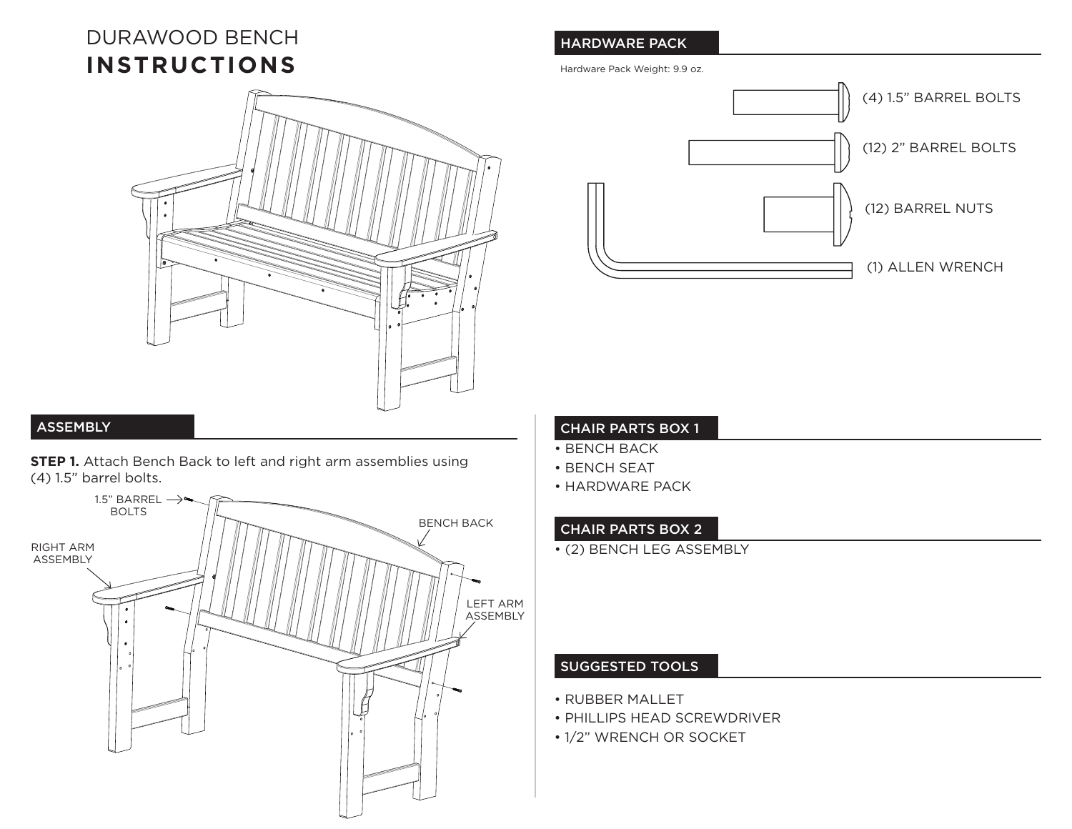# DURAWOOD BENCH **INSTRUCTIONS**

## ASSEMBLY

**STEP 1.** Attach Bench Back to left and right arm assemblies using (4) 1.5" barrel bolts.

1.5" BARREL BOLTS

BENCH BACK

RIGHT ARM ASSEMBLY

LEFT ARM ASSEMBLY

## HARDWARE PACK

Hardware Pack Weight: 9.9 oz.

- (4) 1.5" BARREL BOLTS
- (12) 2" BARREL BOLTS
- (12) BARREL NUTS
- (1) ALLEN WRENCH

## CHAIR PARTS BOX 1

- BENCH BACK
- BENCH SEAT
- HARDWARE PACK

## CHAIR PARTS BOX 2

- (2) BENCH LEG ASSEMBLY

## SUGGESTED TOOLS

- RUBBER MALLET
- PHILLIPS HEAD SCREWDRIVER
- 1/2" WRENCH OR SOCKET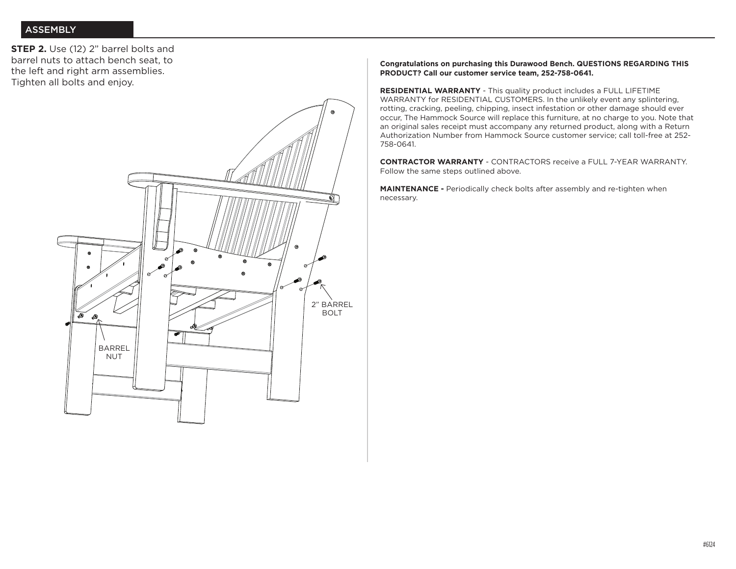## ASSEMBLY

**STEP 2.** Use (12) 2" barrel bolts and barrel nuts to attach bench seat, to the left and right arm assemblies. Tighten all bolts and enjoy.

BARREL NUT

2" BARREL BOLT

**Congratulations on purchasing this Durawood Bench. QUESTIONS REGARDING THIS PRODUCT? Call our customer service team, 252-758-0641.**

**RESIDENTIAL WARRANTY** - This quality product includes a FULL LIFETIME WARRANTY for RESIDENTIAL CUSTOMERS. In the unlikely event any splintering, rotting, cracking, peeling, chipping, insect infestation or other damage should ever occur, The Hammock Source will replace this furniture, at no charge to you. Note that an original sales receipt must accompany any returned product, along with a Return Authorization Number from Hammock Source customer service; call toll-free at 252-758-0641.

**CONTRACTOR WARRANTY** - CONTRACTORS receive a FULL 7-YEAR WARRANTY. Follow the same steps outlined above.

**MAINTENANCE -** Periodically check bolts after assembly and re-tighten when necessary.

#6124